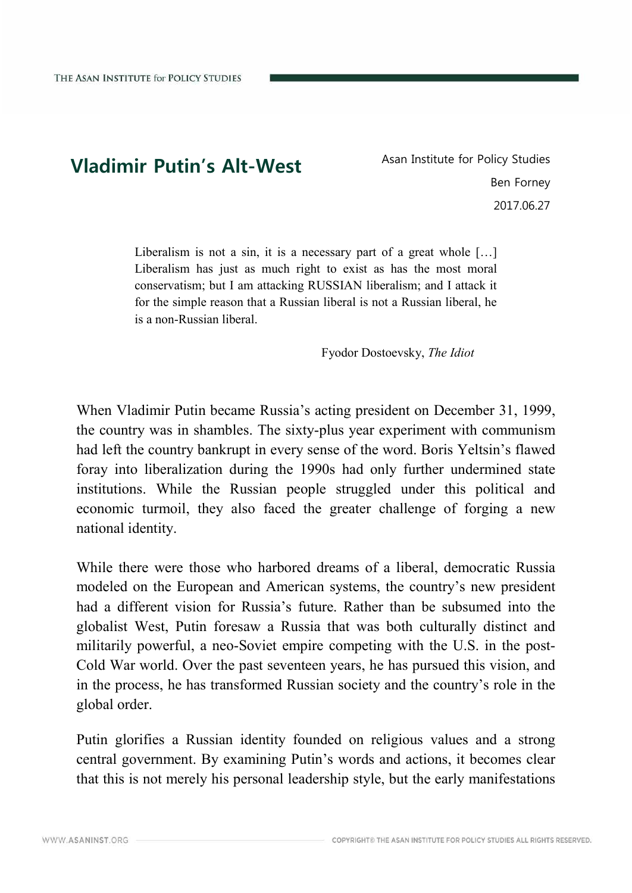# Vladimir Putin's Alt-West

Asan Institute for Policy Studies

Ben Forney

2017.06.27

> Liberalism is not a sin, it is a necessary part of a great whole […] Liberalism has just as much right to exist as has the most moral conservatism; but I am attacking RUSSIAN liberalism; and I attack it for the simple reason that a Russian liberal is not a Russian liberal, he is a non-Russian liberal.
>
> Fyodor Dostoevsky, *The Idiot*

When Vladimir Putin became Russia's acting president on December 31, 1999, the country was in shambles. The sixty-plus year experiment with communism had left the country bankrupt in every sense of the word. Boris Yeltsin's flawed foray into liberalization during the 1990s had only further undermined state institutions. While the Russian people struggled under this political and economic turmoil, they also faced the greater challenge of forging a new national identity.

While there were those who harbored dreams of a liberal, democratic Russia modeled on the European and American systems, the country's new president had a different vision for Russia's future. Rather than be subsumed into the globalist West, Putin foresaw a Russia that was both culturally distinct and militarily powerful, a neo-Soviet empire competing with the U.S. in the post-Cold War world. Over the past seventeen years, he has pursued this vision, and in the process, he has transformed Russian society and the country's role in the global order.

Putin glorifies a Russian identity founded on religious values and a strong central government. By examining Putin's words and actions, it becomes clear that this is not merely his personal leadership style, but the early manifestations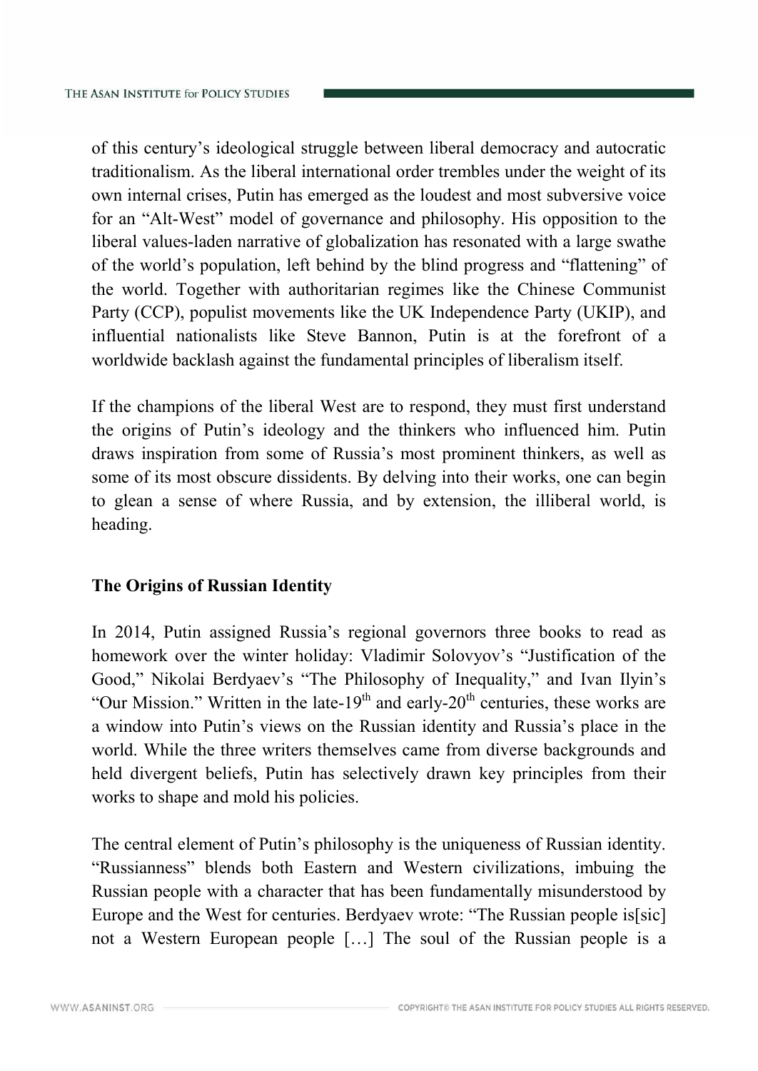of this century's ideological struggle between liberal democracy and autocratic traditionalism. As the liberal international order trembles under the weight of its own internal crises, Putin has emerged as the loudest and most subversive voice for an "Alt-West" model of governance and philosophy. His opposition to the liberal values-laden narrative of globalization has resonated with a large swathe of the world's population, left behind by the blind progress and "flattening" of the world. Together with authoritarian regimes like the Chinese Communist Party (CCP), populist movements like the UK Independence Party (UKIP), and influential nationalists like Steve Bannon, Putin is at the forefront of a worldwide backlash against the fundamental principles of liberalism itself.

If the champions of the liberal West are to respond, they must first understand the origins of Putin's ideology and the thinkers who influenced him. Putin draws inspiration from some of Russia's most prominent thinkers, as well as some of its most obscure dissidents. By delving into their works, one can begin to glean a sense of where Russia, and by extension, the illiberal world, is heading.

## The Origins of Russian Identity

In 2014, Putin assigned Russia's regional governors three books to read as homework over the winter holiday: Vladimir Solovyov's "Justification of the Good," Nikolai Berdyaev's "The Philosophy of Inequality," and Ivan Ilyin's "Our Mission." Written in the late-19th and early-20th centuries, these works are a window into Putin's views on the Russian identity and Russia's place in the world. While the three writers themselves came from diverse backgrounds and held divergent beliefs, Putin has selectively drawn key principles from their works to shape and mold his policies.

The central element of Putin's philosophy is the uniqueness of Russian identity. "Russianness" blends both Eastern and Western civilizations, imbuing the Russian people with a character that has been fundamentally misunderstood by Europe and the West for centuries. Berdyaev wrote: "The Russian people is[sic] not a Western European people […] The soul of the Russian people is a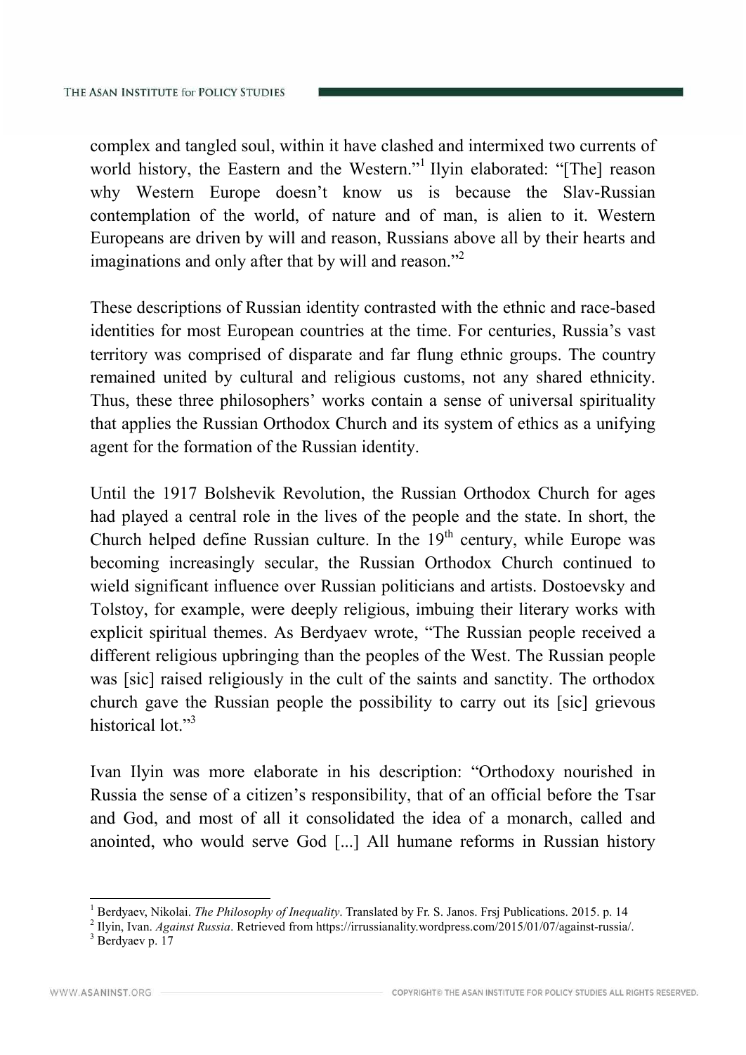complex and tangled soul, within it have clashed and intermixed two currents of world history, the Eastern and the Western."[1] Ilyin elaborated: "[The] reason why Western Europe doesn't know us is because the Slav-Russian contemplation of the world, of nature and of man, is alien to it. Western Europeans are driven by will and reason, Russians above all by their hearts and imaginations and only after that by will and reason."[2]

These descriptions of Russian identity contrasted with the ethnic and race-based identities for most European countries at the time. For centuries, Russia's vast territory was comprised of disparate and far flung ethnic groups. The country remained united by cultural and religious customs, not any shared ethnicity. Thus, these three philosophers' works contain a sense of universal spirituality that applies the Russian Orthodox Church and its system of ethics as a unifying agent for the formation of the Russian identity.

Until the 1917 Bolshevik Revolution, the Russian Orthodox Church for ages had played a central role in the lives of the people and the state. In short, the Church helped define Russian culture. In the 19th century, while Europe was becoming increasingly secular, the Russian Orthodox Church continued to wield significant influence over Russian politicians and artists. Dostoevsky and Tolstoy, for example, were deeply religious, imbuing their literary works with explicit spiritual themes. As Berdyaev wrote, "The Russian people received a different religious upbringing than the peoples of the West. The Russian people was [sic] raised religiously in the cult of the saints and sanctity. The orthodox church gave the Russian people the possibility to carry out its [sic] grievous historical lot."[3]

Ivan Ilyin was more elaborate in his description: "Orthodoxy nourished in Russia the sense of a citizen's responsibility, that of an official before the Tsar and God, and most of all it consolidated the idea of a monarch, called and anointed, who would serve God [...] All humane reforms in Russian history

---

[1] Berdyaev, Nikolai. *The Philosophy of Inequality*. Translated by Fr. S. Janos. Frsj Publications. 2015. p. 14

[2] Ilyin, Ivan. *Against Russia*. Retrieved from https://irrussianality.wordpress.com/2015/01/07/against-russia/.

[3] Berdyaev p. 17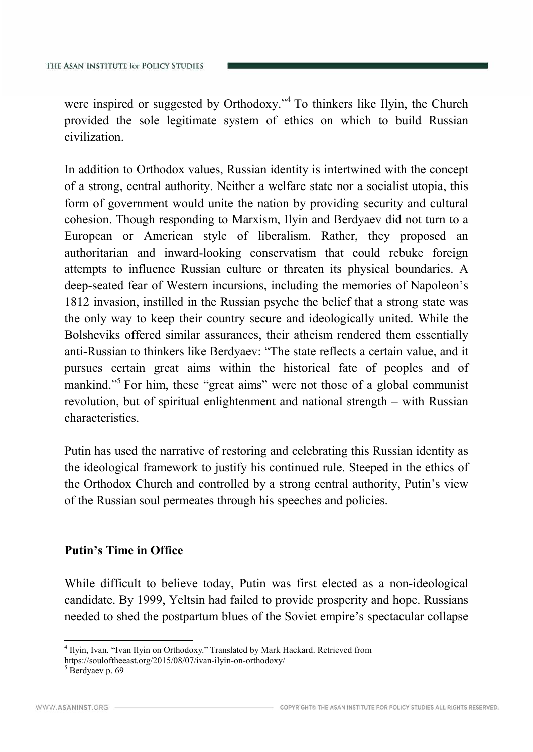were inspired or suggested by Orthodoxy."[4] To thinkers like Ilyin, the Church provided the sole legitimate system of ethics on which to build Russian civilization.

In addition to Orthodox values, Russian identity is intertwined with the concept of a strong, central authority. Neither a welfare state nor a socialist utopia, this form of government would unite the nation by providing security and cultural cohesion. Though responding to Marxism, Ilyin and Berdyaev did not turn to a European or American style of liberalism. Rather, they proposed an authoritarian and inward-looking conservatism that could rebuke foreign attempts to influence Russian culture or threaten its physical boundaries. A deep-seated fear of Western incursions, including the memories of Napoleon's 1812 invasion, instilled in the Russian psyche the belief that a strong state was the only way to keep their country secure and ideologically united. While the Bolsheviks offered similar assurances, their atheism rendered them essentially anti-Russian to thinkers like Berdyaev: "The state reflects a certain value, and it pursues certain great aims within the historical fate of peoples and of mankind."[5] For him, these "great aims" were not those of a global communist revolution, but of spiritual enlightenment and national strength – with Russian characteristics.

Putin has used the narrative of restoring and celebrating this Russian identity as the ideological framework to justify his continued rule. Steeped in the ethics of the Orthodox Church and controlled by a strong central authority, Putin's view of the Russian soul permeates through his speeches and policies.

## Putin's Time in Office

While difficult to believe today, Putin was first elected as a non-ideological candidate. By 1999, Yeltsin had failed to provide prosperity and hope. Russians needed to shed the postpartum blues of the Soviet empire's spectacular collapse

---

[4] Ilyin, Ivan. "Ivan Ilyin on Orthodoxy." Translated by Mark Hackard. Retrieved from https://souloftheeast.org/2015/08/07/ivan-ilyin-on-orthodoxy/

[5] Berdyaev p. 69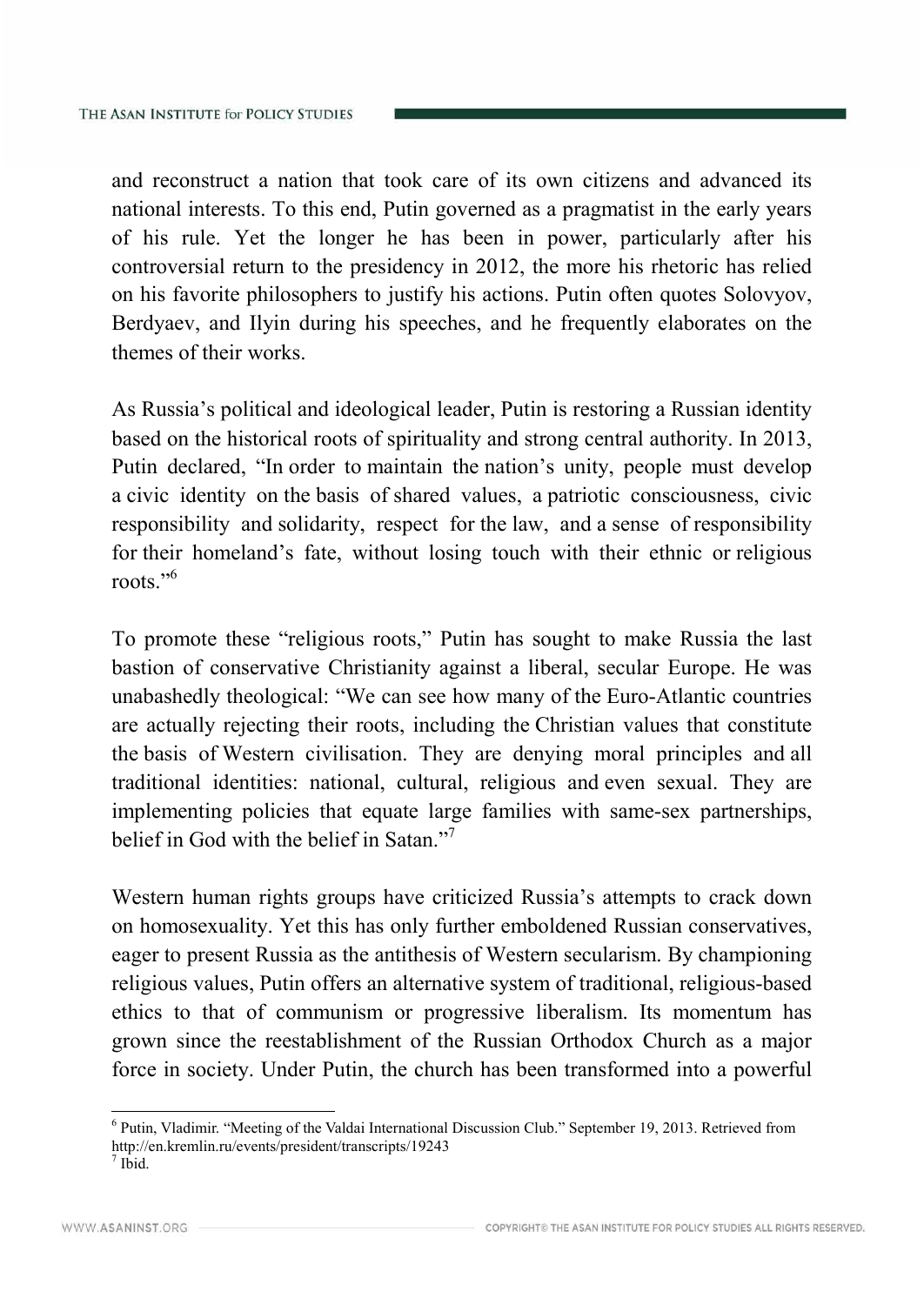and reconstruct a nation that took care of its own citizens and advanced its national interests. To this end, Putin governed as a pragmatist in the early years of his rule. Yet the longer he has been in power, particularly after his controversial return to the presidency in 2012, the more his rhetoric has relied on his favorite philosophers to justify his actions. Putin often quotes Solovyov, Berdyaev, and Ilyin during his speeches, and he frequently elaborates on the themes of their works.

As Russia's political and ideological leader, Putin is restoring a Russian identity based on the historical roots of spirituality and strong central authority. In 2013, Putin declared, "In order to maintain the nation's unity, people must develop a civic identity on the basis of shared values, a patriotic consciousness, civic responsibility and solidarity, respect for the law, and a sense of responsibility for their homeland's fate, without losing touch with their ethnic or religious roots."[6]

To promote these "religious roots," Putin has sought to make Russia the last bastion of conservative Christianity against a liberal, secular Europe. He was unabashedly theological: "We can see how many of the Euro-Atlantic countries are actually rejecting their roots, including the Christian values that constitute the basis of Western civilisation. They are denying moral principles and all traditional identities: national, cultural, religious and even sexual. They are implementing policies that equate large families with same-sex partnerships, belief in God with the belief in Satan."[7]

Western human rights groups have criticized Russia's attempts to crack down on homosexuality. Yet this has only further emboldened Russian conservatives, eager to present Russia as the antithesis of Western secularism. By championing religious values, Putin offers an alternative system of traditional, religious-based ethics to that of communism or progressive liberalism. Its momentum has grown since the reestablishment of the Russian Orthodox Church as a major force in society. Under Putin, the church has been transformed into a powerful

[6] Putin, Vladimir. "Meeting of the Valdai International Discussion Club." September 19, 2013. Retrieved from http://en.kremlin.ru/events/president/transcripts/19243

[7] Ibid.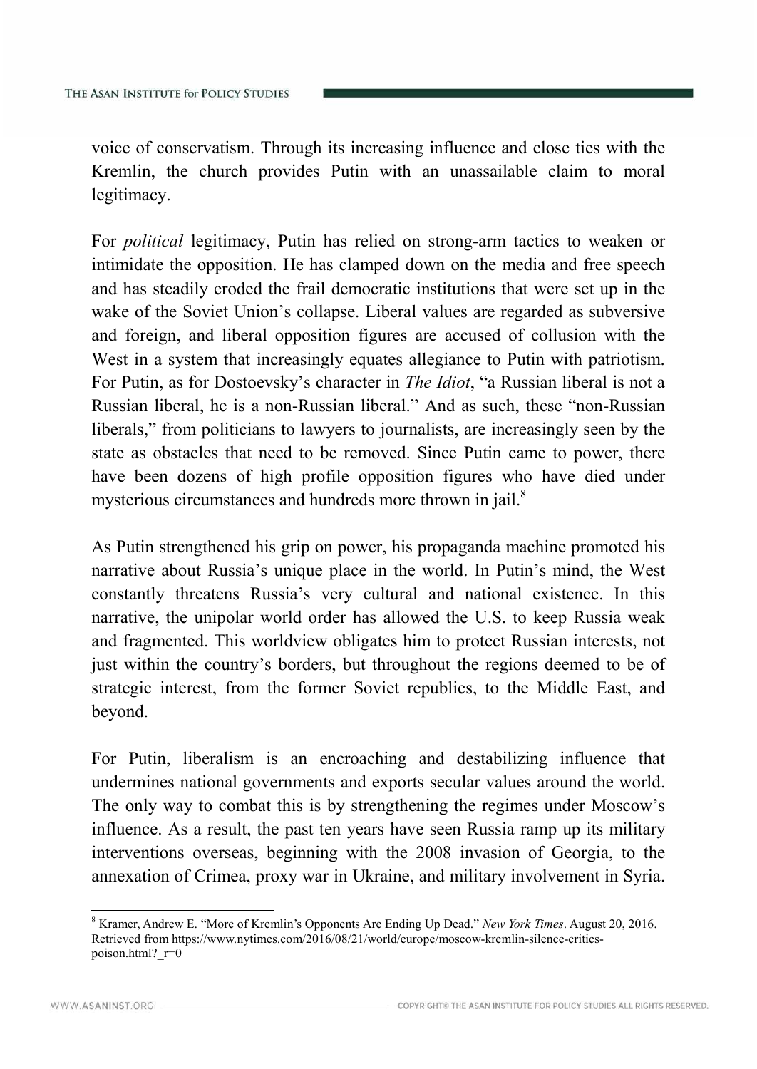voice of conservatism. Through its increasing influence and close ties with the Kremlin, the church provides Putin with an unassailable claim to moral legitimacy.

For *political* legitimacy, Putin has relied on strong-arm tactics to weaken or intimidate the opposition. He has clamped down on the media and free speech and has steadily eroded the frail democratic institutions that were set up in the wake of the Soviet Union's collapse. Liberal values are regarded as subversive and foreign, and liberal opposition figures are accused of collusion with the West in a system that increasingly equates allegiance to Putin with patriotism. For Putin, as for Dostoevsky's character in *The Idiot*, "a Russian liberal is not a Russian liberal, he is a non-Russian liberal." And as such, these "non-Russian liberals," from politicians to lawyers to journalists, are increasingly seen by the state as obstacles that need to be removed. Since Putin came to power, there have been dozens of high profile opposition figures who have died under mysterious circumstances and hundreds more thrown in jail.[8]

As Putin strengthened his grip on power, his propaganda machine promoted his narrative about Russia's unique place in the world. In Putin's mind, the West constantly threatens Russia's very cultural and national existence. In this narrative, the unipolar world order has allowed the U.S. to keep Russia weak and fragmented. This worldview obligates him to protect Russian interests, not just within the country's borders, but throughout the regions deemed to be of strategic interest, from the former Soviet republics, to the Middle East, and beyond.

For Putin, liberalism is an encroaching and destabilizing influence that undermines national governments and exports secular values around the world. The only way to combat this is by strengthening the regimes under Moscow's influence. As a result, the past ten years have seen Russia ramp up its military interventions overseas, beginning with the 2008 invasion of Georgia, to the annexation of Crimea, proxy war in Ukraine, and military involvement in Syria.

---

[8] Kramer, Andrew E. "More of Kremlin's Opponents Are Ending Up Dead." *New York Times*. August 20, 2016. Retrieved from https://www.nytimes.com/2016/08/21/world/europe/moscow-kremlin-silence-critics-poison.html?_r=0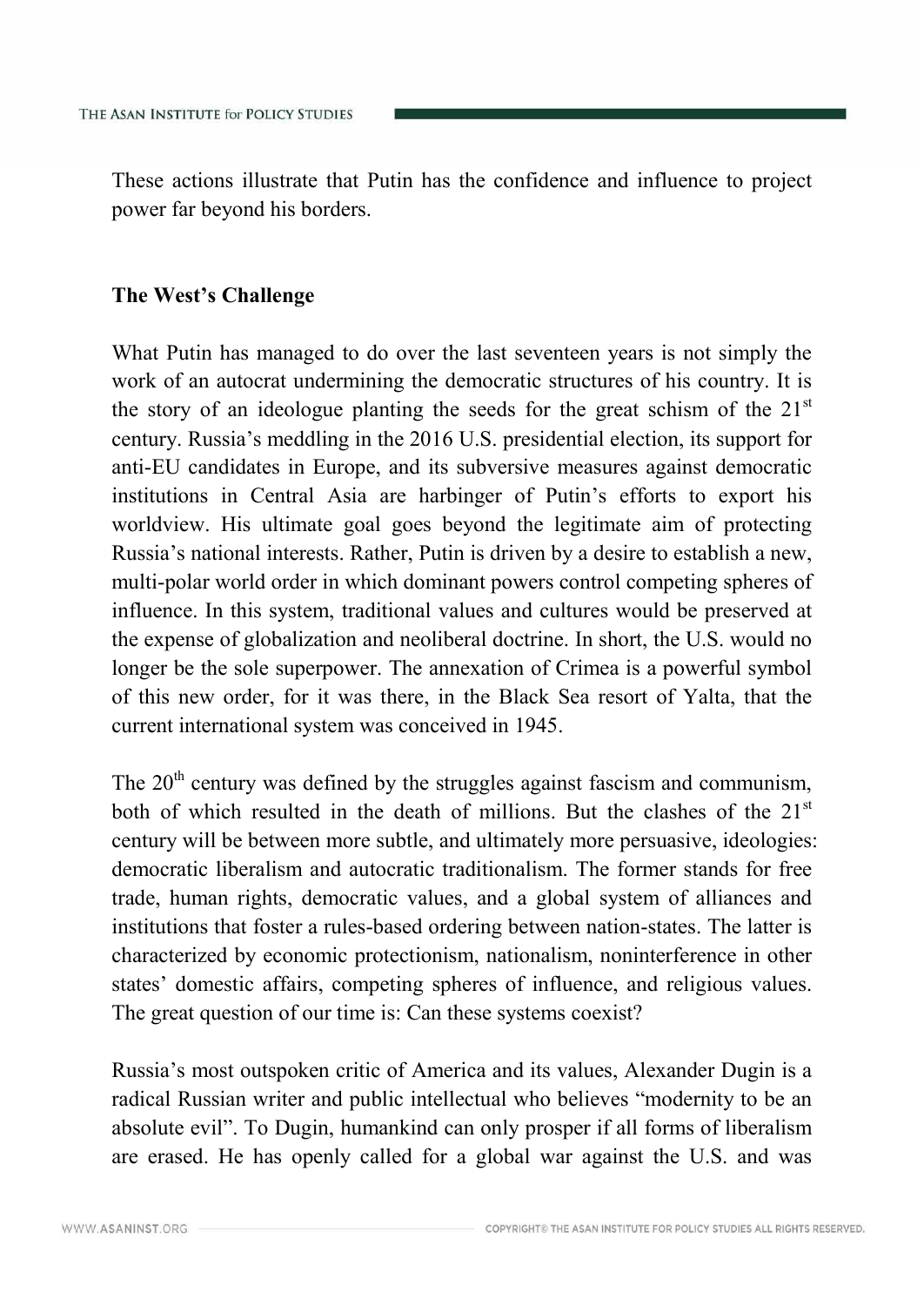These actions illustrate that Putin has the confidence and influence to project power far beyond his borders.

**The West's Challenge**

What Putin has managed to do over the last seventeen years is not simply the work of an autocrat undermining the democratic structures of his country. It is the story of an ideologue planting the seeds for the great schism of the 21st century. Russia's meddling in the 2016 U.S. presidential election, its support for anti-EU candidates in Europe, and its subversive measures against democratic institutions in Central Asia are harbinger of Putin's efforts to export his worldview. His ultimate goal goes beyond the legitimate aim of protecting Russia's national interests. Rather, Putin is driven by a desire to establish a new, multi-polar world order in which dominant powers control competing spheres of influence. In this system, traditional values and cultures would be preserved at the expense of globalization and neoliberal doctrine. In short, the U.S. would no longer be the sole superpower. The annexation of Crimea is a powerful symbol of this new order, for it was there, in the Black Sea resort of Yalta, that the current international system was conceived in 1945.

The 20th century was defined by the struggles against fascism and communism, both of which resulted in the death of millions. But the clashes of the 21st century will be between more subtle, and ultimately more persuasive, ideologies: democratic liberalism and autocratic traditionalism. The former stands for free trade, human rights, democratic values, and a global system of alliances and institutions that foster a rules-based ordering between nation-states. The latter is characterized by economic protectionism, nationalism, noninterference in other states' domestic affairs, competing spheres of influence, and religious values. The great question of our time is: Can these systems coexist?

Russia's most outspoken critic of America and its values, Alexander Dugin is a radical Russian writer and public intellectual who believes "modernity to be an absolute evil". To Dugin, humankind can only prosper if all forms of liberalism are erased. He has openly called for a global war against the U.S. and was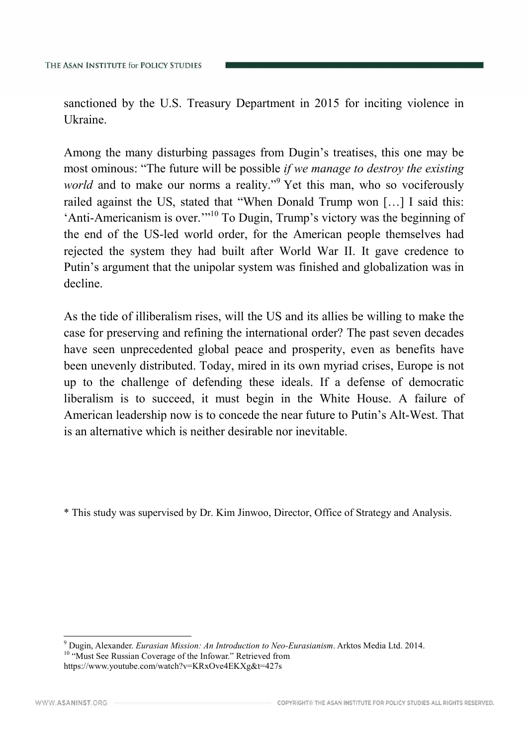sanctioned by the U.S. Treasury Department in 2015 for inciting violence in Ukraine.

Among the many disturbing passages from Dugin's treatises, this one may be most ominous: "The future will be possible *if we manage to destroy the existing world* and to make our norms a reality."[9] Yet this man, who so vociferously railed against the US, stated that "When Donald Trump won […] I said this: 'Anti-Americanism is over.'"[10] To Dugin, Trump's victory was the beginning of the end of the US-led world order, for the American people themselves had rejected the system they had built after World War II. It gave credence to Putin's argument that the unipolar system was finished and globalization was in decline.

As the tide of illiberalism rises, will the US and its allies be willing to make the case for preserving and refining the international order? The past seven decades have seen unprecedented global peace and prosperity, even as benefits have been unevenly distributed. Today, mired in its own myriad crises, Europe is not up to the challenge of defending these ideals. If a defense of democratic liberalism is to succeed, it must begin in the White House. A failure of American leadership now is to concede the near future to Putin's Alt-West. That is an alternative which is neither desirable nor inevitable.

* This study was supervised by Dr. Kim Jinwoo, Director, Office of Strategy and Analysis.

---

[9] Dugin, Alexander. *Eurasian Mission: An Introduction to Neo-Eurasianism*. Arktos Media Ltd. 2014.

[10] "Must See Russian Coverage of the Infowar." Retrieved from https://www.youtube.com/watch?v=KRxOve4EKXg&t=427s